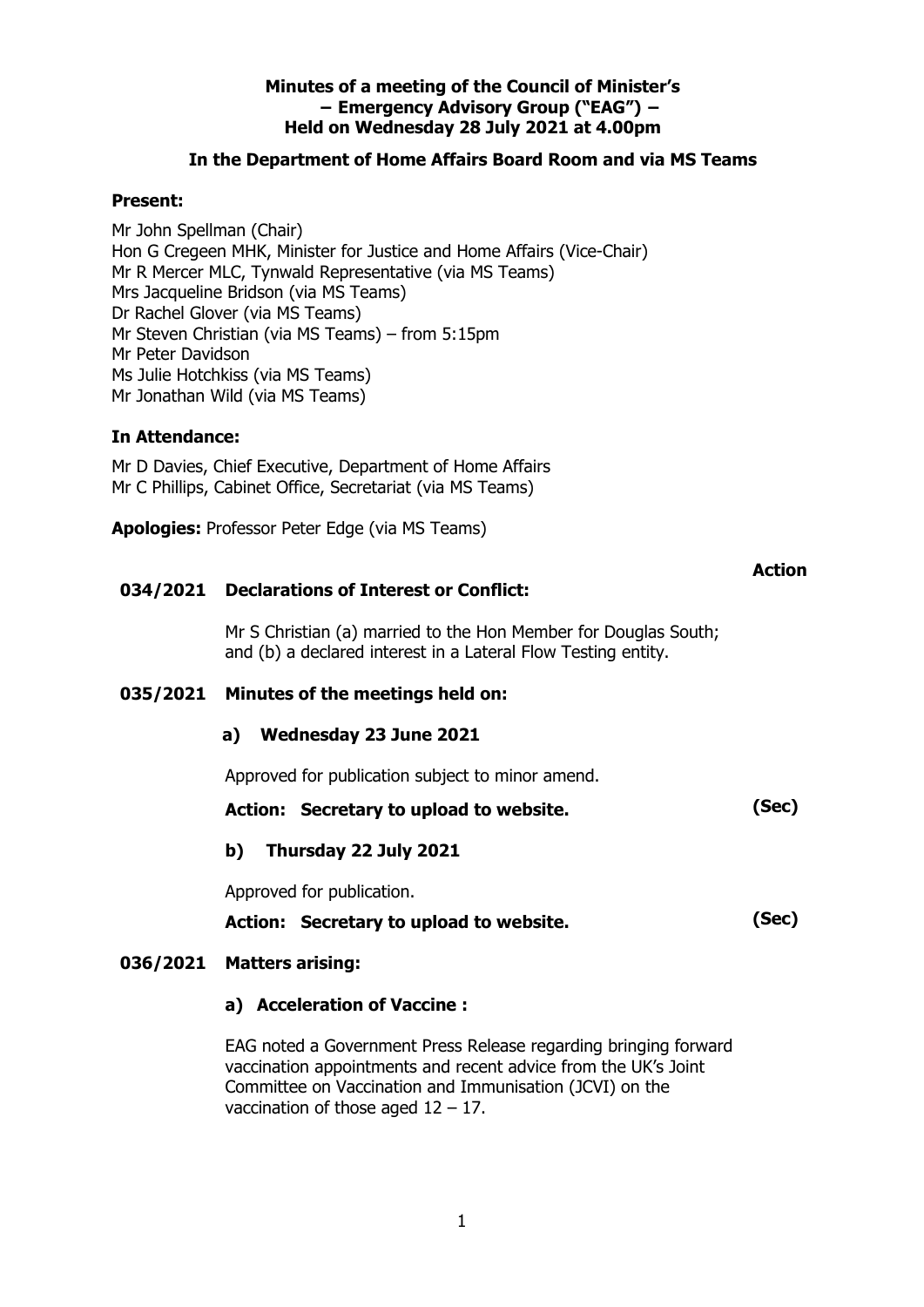**Minutes of a meeting of the Council of Minister's – Emergency Advisory Group ("EAG") – Held on Wednesday 28 July 2021 at 4.00pm**

**In the Department of Home Affairs Board Room and via MS Teams**

**Present:**

Mr John Spellman (Chair)
Hon G Cregeen MHK, Minister for Justice and Home Affairs (Vice-Chair)
Mr R Mercer MLC, Tynwald Representative (via MS Teams)
Mrs Jacqueline Bridson (via MS Teams)
Dr Rachel Glover (via MS Teams)
Mr Steven Christian (via MS Teams) – from 5:15pm
Mr Peter Davidson
Ms Julie Hotchkiss (via MS Teams)
Mr Jonathan Wild (via MS Teams)

**In Attendance:**

Mr D Davies, Chief Executive, Department of Home Affairs
Mr C Phillips, Cabinet Office, Secretariat (via MS Teams)

**Apologies:** Professor Peter Edge (via MS Teams)

**Action**

**034/2021 Declarations of Interest or Conflict:**

Mr S Christian (a) married to the Hon Member for Douglas South; and (b) a declared interest in a Lateral Flow Testing entity.

**035/2021 Minutes of the meetings held on:**

**a) Wednesday 23 June 2021**

Approved for publication subject to minor amend.

**Action: Secretary to upload to website.** **(Sec)**

**b) Thursday 22 July 2021**

Approved for publication.

**Action: Secretary to upload to website.** **(Sec)**

**036/2021 Matters arising:**

**a) Acceleration of Vaccine :**

EAG noted a Government Press Release regarding bringing forward vaccination appointments and recent advice from the UK's Joint Committee on Vaccination and Immunisation (JCVI) on the vaccination of those aged 12 – 17.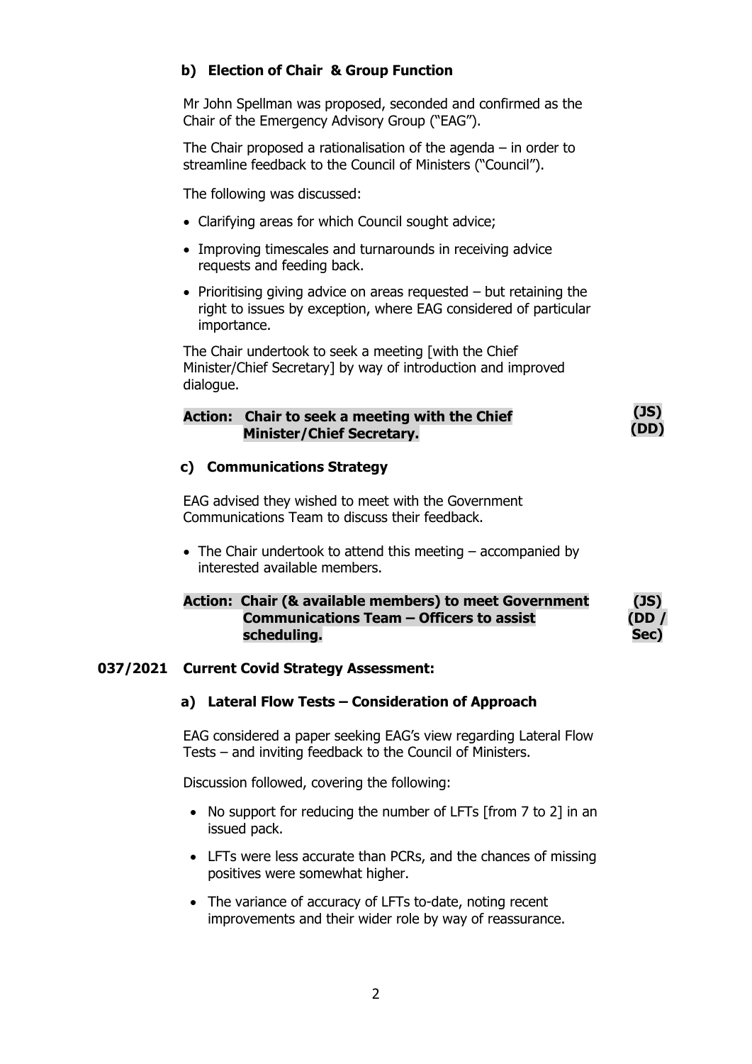### b) Election of Chair & Group Function

Mr John Spellman was proposed, seconded and confirmed as the Chair of the Emergency Advisory Group ("EAG").

The Chair proposed a rationalisation of the agenda – in order to streamline feedback to the Council of Ministers ("Council").

The following was discussed:

- Clarifying areas for which Council sought advice;
- Improving timescales and turnarounds in receiving advice requests and feeding back.
- Prioritising giving advice on areas requested – but retaining the right to issues by exception, where EAG considered of particular importance.

The Chair undertook to seek a meeting [with the Chief Minister/Chief Secretary] by way of introduction and improved dialogue.

**Action: Chair to seek a meeting with the Chief Minister/Chief Secretary.** **(JS) (DD)**

### c) Communications Strategy

EAG advised they wished to meet with the Government Communications Team to discuss their feedback.

- The Chair undertook to attend this meeting – accompanied by interested available members.

**Action: Chair (& available members) to meet Government Communications Team – Officers to assist scheduling.** **(JS) (DD / Sec)**

## 037/2021 Current Covid Strategy Assessment:

### a) Lateral Flow Tests – Consideration of Approach

EAG considered a paper seeking EAG's view regarding Lateral Flow Tests – and inviting feedback to the Council of Ministers.

Discussion followed, covering the following:

- No support for reducing the number of LFTs [from 7 to 2] in an issued pack.
- LFTs were less accurate than PCRs, and the chances of missing positives were somewhat higher.
- The variance of accuracy of LFTs to-date, noting recent improvements and their wider role by way of reassurance.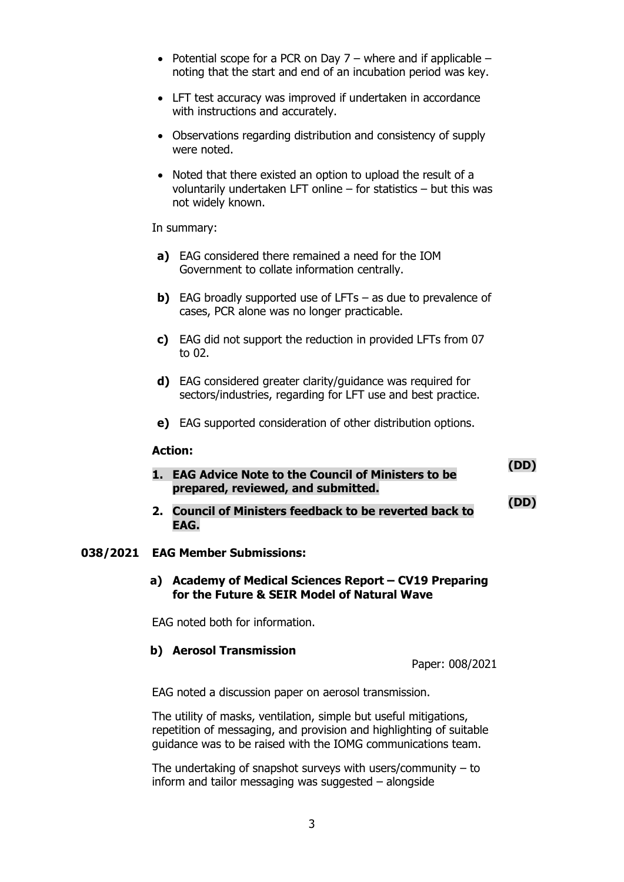- Potential scope for a PCR on Day 7 – where and if applicable – noting that the start and end of an incubation period was key.
- LFT test accuracy was improved if undertaken in accordance with instructions and accurately.
- Observations regarding distribution and consistency of supply were noted.
- Noted that there existed an option to upload the result of a voluntarily undertaken LFT online – for statistics – but this was not widely known.

In summary:

**a)** EAG considered there remained a need for the IOM Government to collate information centrally.

**b)** EAG broadly supported use of LFTs – as due to prevalence of cases, PCR alone was no longer practicable.

**c)** EAG did not support the reduction in provided LFTs from 07 to 02.

**d)** EAG considered greater clarity/guidance was required for sectors/industries, regarding for LFT use and best practice.

**e)** EAG supported consideration of other distribution options.

**Action:**

1. **EAG Advice Note to the Council of Ministers to be prepared, reviewed, and submitted.** **(DD)**
2. **Council of Ministers feedback to be reverted back to EAG.** **(DD)**

**038/2021 EAG Member Submissions:**

**a) Academy of Medical Sciences Report – CV19 Preparing for the Future & SEIR Model of Natural Wave**

EAG noted both for information.

**b) Aerosol Transmission**

Paper: 008/2021

EAG noted a discussion paper on aerosol transmission.

The utility of masks, ventilation, simple but useful mitigations, repetition of messaging, and provision and highlighting of suitable guidance was to be raised with the IOMG communications team.

The undertaking of snapshot surveys with users/community – to inform and tailor messaging was suggested – alongside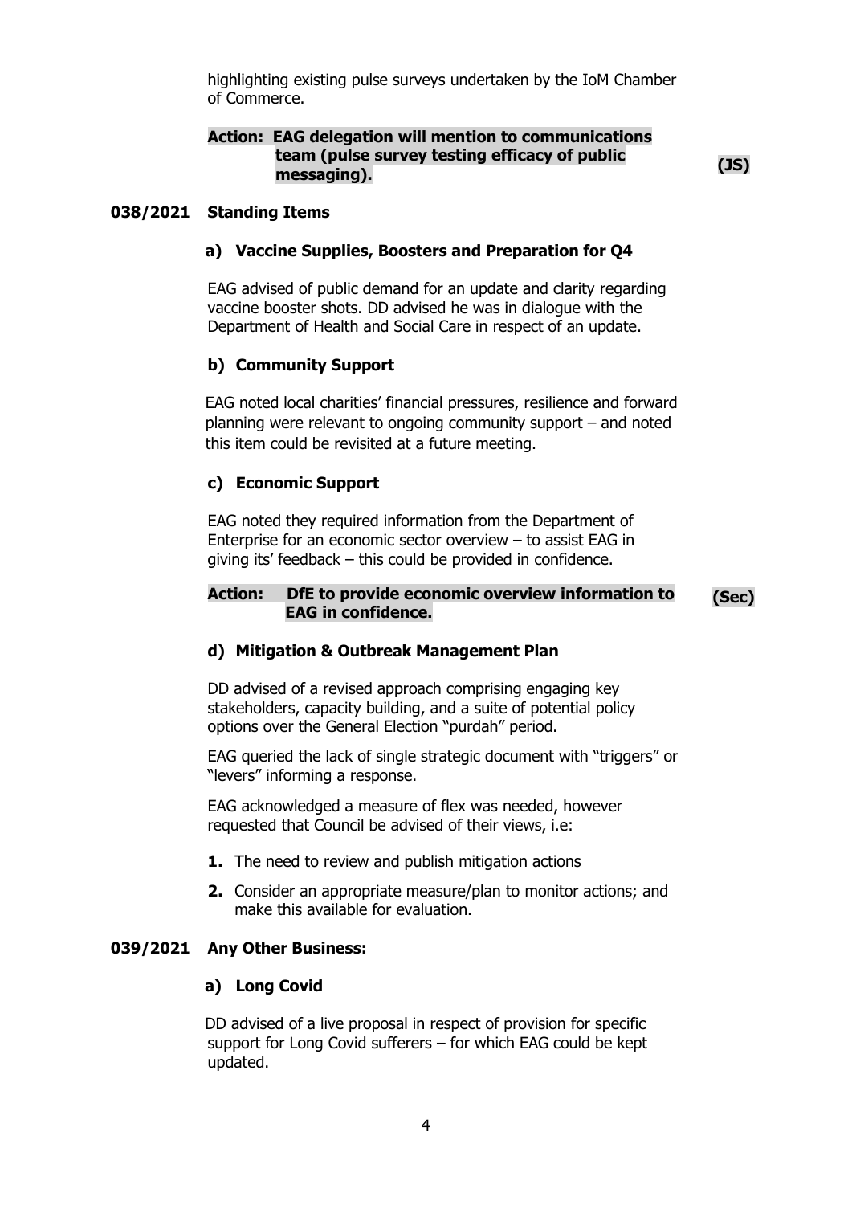highlighting existing pulse surveys undertaken by the IoM Chamber of Commerce.

**Action: EAG delegation will mention to communications team (pulse survey testing efficacy of public messaging).** **(JS)**

## 038/2021 Standing Items

### a) Vaccine Supplies, Boosters and Preparation for Q4

EAG advised of public demand for an update and clarity regarding vaccine booster shots. DD advised he was in dialogue with the Department of Health and Social Care in respect of an update.

### b) Community Support

EAG noted local charities' financial pressures, resilience and forward planning were relevant to ongoing community support – and noted this item could be revisited at a future meeting.

### c) Economic Support

EAG noted they required information from the Department of Enterprise for an economic sector overview – to assist EAG in giving its' feedback – this could be provided in confidence.

**Action: DfE to provide economic overview information to EAG in confidence.** **(Sec)**

### d) Mitigation & Outbreak Management Plan

DD advised of a revised approach comprising engaging key stakeholders, capacity building, and a suite of potential policy options over the General Election "purdah" period.

EAG queried the lack of single strategic document with "triggers" or "levers" informing a response.

EAG acknowledged a measure of flex was needed, however requested that Council be advised of their views, i.e:

1. The need to review and publish mitigation actions
2. Consider an appropriate measure/plan to monitor actions; and make this available for evaluation.

## 039/2021 Any Other Business:

### a) Long Covid

DD advised of a live proposal in respect of provision for specific support for Long Covid sufferers – for which EAG could be kept updated.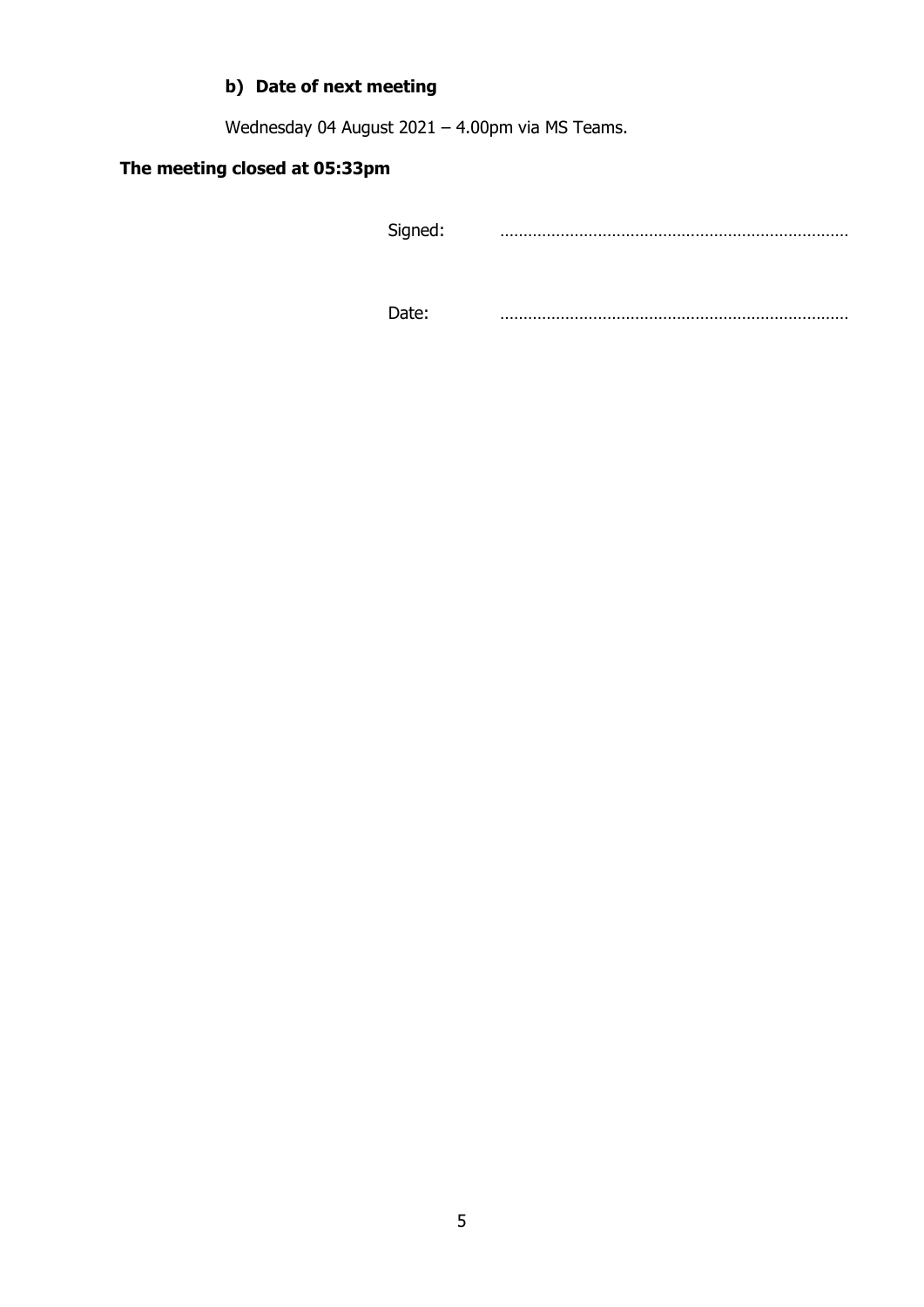### b) Date of next meeting

Wednesday 04 August 2021 – 4.00pm via MS Teams.

**The meeting closed at 05:33pm**

Signed: ………………………………………………………………

Date: ………………………………………………………………